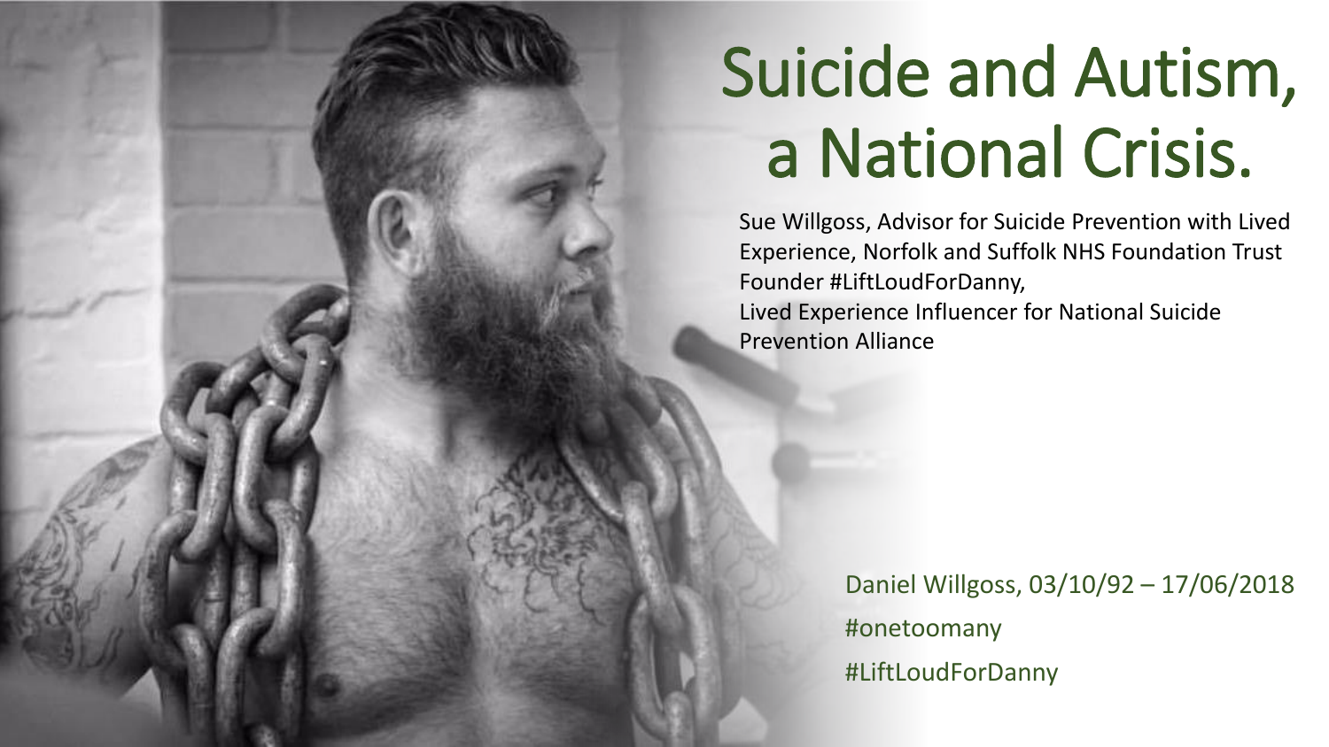# Suicide and Autism, a National Crisis.

Sue Willgoss, Advisor for Suicide Prevention with Lived Experience, Norfolk and Suffolk NHS Foundation Trust
Founder #LiftLoudForDanny,
Lived Experience Influencer for National Suicide Prevention Alliance

Daniel Willgoss, 03/10/92 – 17/06/2018

#onetoomany

#LiftLoudForDanny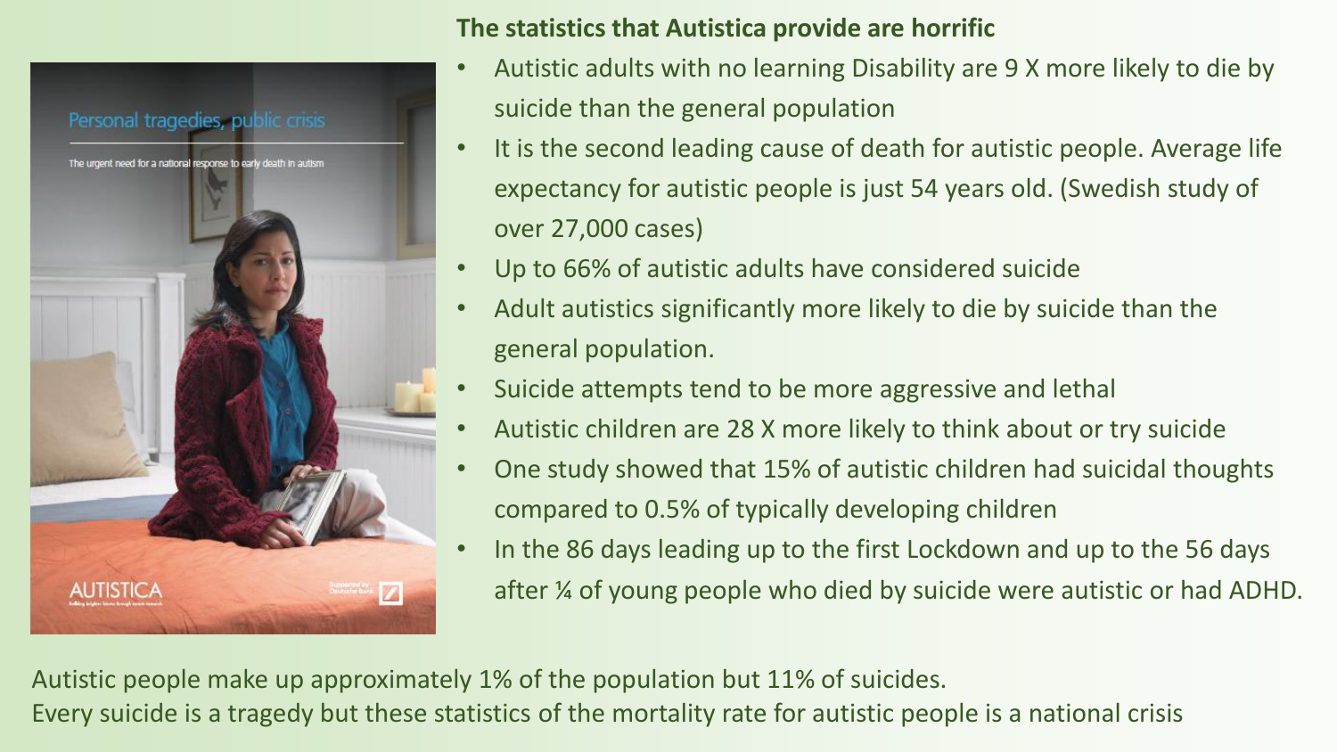**The statistics that Autistica provide are horrific**

- Autistic adults with no learning Disability are 9 X more likely to die by suicide than the general population
- It is the second leading cause of death for autistic people. Average life expectancy for autistic people is just 54 years old. (Swedish study of over 27,000 cases)
- Up to 66% of autistic adults have considered suicide
- Adult autistics significantly more likely to die by suicide than the general population.
- Suicide attempts tend to be more aggressive and lethal
- Autistic children are 28 X more likely to think about or try suicide
- One study showed that 15% of autistic children had suicidal thoughts compared to 0.5% of typically developing children
- In the 86 days leading up to the first Lockdown and up to the 56 days after ¼ of young people who died by suicide were autistic or had ADHD.

Autistic people make up approximately 1% of the population but 11% of suicides.
Every suicide is a tragedy but these statistics of the mortality rate for autistic people is a national crisis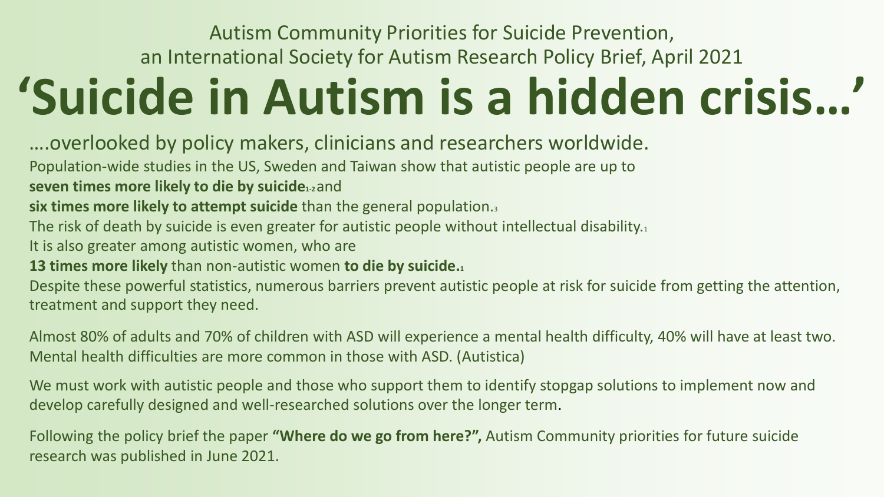Autism Community Priorities for Suicide Prevention, an International Society for Autism Research Policy Brief, April 2021

# 'Suicide in Autism is a hidden crisis…'

….overlooked by policy makers, clinicians and researchers worldwide.

Population-wide studies in the US, Sweden and Taiwan show that autistic people are up to **seven times more likely to die by suicide**[1-2] and **six times more likely to attempt suicide** than the general population.[3]

The risk of death by suicide is even greater for autistic people without intellectual disability.[1]

It is also greater among autistic women, who are **13 times more likely** than non-autistic women **to die by suicide.**[1]

Despite these powerful statistics, numerous barriers prevent autistic people at risk for suicide from getting the attention, treatment and support they need.

Almost 80% of adults and 70% of children with ASD will experience a mental health difficulty, 40% will have at least two. Mental health difficulties are more common in those with ASD. (Autistica)

We must work with autistic people and those who support them to identify stopgap solutions to implement now and develop carefully designed and well-researched solutions over the longer term.

Following the policy brief the paper **"Where do we go from here?",** Autism Community priorities for future suicide research was published in June 2021.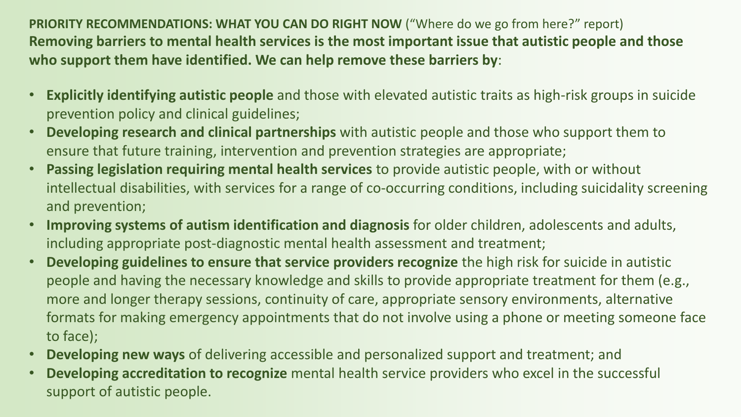**PRIORITY RECOMMENDATIONS: WHAT YOU CAN DO RIGHT NOW** ("Where do we go from here?" report)

**Removing barriers to mental health services is the most important issue that autistic people and those who support them have identified. We can help remove these barriers by**:

- **Explicitly identifying autistic people** and those with elevated autistic traits as high-risk groups in suicide prevention policy and clinical guidelines;
- **Developing research and clinical partnerships** with autistic people and those who support them to ensure that future training, intervention and prevention strategies are appropriate;
- **Passing legislation requiring mental health services** to provide autistic people, with or without intellectual disabilities, with services for a range of co-occurring conditions, including suicidality screening and prevention;
- **Improving systems of autism identification and diagnosis** for older children, adolescents and adults, including appropriate post-diagnostic mental health assessment and treatment;
- **Developing guidelines to ensure that service providers recognize** the high risk for suicide in autistic people and having the necessary knowledge and skills to provide appropriate treatment for them (e.g., more and longer therapy sessions, continuity of care, appropriate sensory environments, alternative formats for making emergency appointments that do not involve using a phone or meeting someone face to face);
- **Developing new ways** of delivering accessible and personalized support and treatment; and
- **Developing accreditation to recognize** mental health service providers who excel in the successful support of autistic people.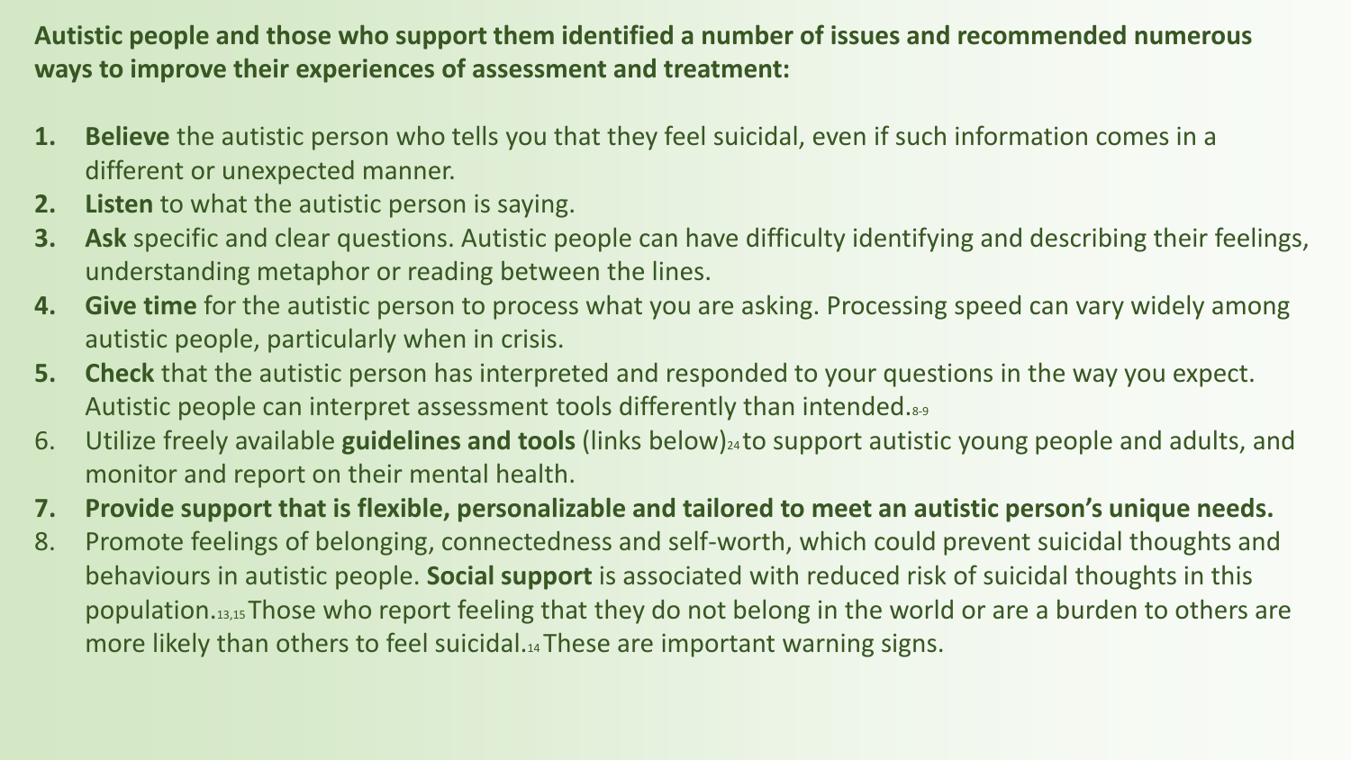**Autistic people and those who support them identified a number of issues and recommended numerous ways to improve their experiences of assessment and treatment:**

1. **Believe** the autistic person who tells you that they feel suicidal, even if such information comes in a different or unexpected manner.
2. **Listen** to what the autistic person is saying.
3. **Ask** specific and clear questions. Autistic people can have difficulty identifying and describing their feelings, understanding metaphor or reading between the lines.
4. **Give time** for the autistic person to process what you are asking. Processing speed can vary widely among autistic people, particularly when in crisis.
5. **Check** that the autistic person has interpreted and responded to your questions in the way you expect. Autistic people can interpret assessment tools differently than intended.[8-9]
6. Utilize freely available **guidelines and tools** (links below)[24] to support autistic young people and adults, and monitor and report on their mental health.
7. **Provide support that is flexible, personalizable and tailored to meet an autistic person's unique needs.**
8. Promote feelings of belonging, connectedness and self-worth, which could prevent suicidal thoughts and behaviours in autistic people. **Social support** is associated with reduced risk of suicidal thoughts in this population.[13,15] Those who report feeling that they do not belong in the world or are a burden to others are more likely than others to feel suicidal.[14] These are important warning signs.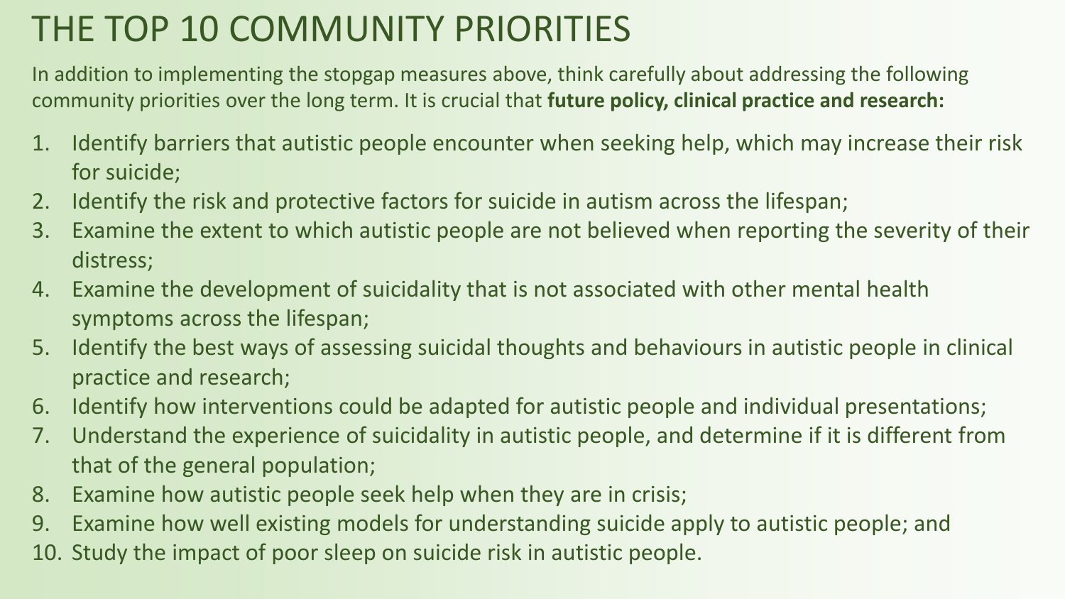# THE TOP 10 COMMUNITY PRIORITIES

In addition to implementing the stopgap measures above, think carefully about addressing the following community priorities over the long term. It is crucial that **future policy, clinical practice and research:**

1. Identify barriers that autistic people encounter when seeking help, which may increase their risk for suicide;
2. Identify the risk and protective factors for suicide in autism across the lifespan;
3. Examine the extent to which autistic people are not believed when reporting the severity of their distress;
4. Examine the development of suicidality that is not associated with other mental health symptoms across the lifespan;
5. Identify the best ways of assessing suicidal thoughts and behaviours in autistic people in clinical practice and research;
6. Identify how interventions could be adapted for autistic people and individual presentations;
7. Understand the experience of suicidality in autistic people, and determine if it is different from that of the general population;
8. Examine how autistic people seek help when they are in crisis;
9. Examine how well existing models for understanding suicide apply to autistic people; and
10. Study the impact of poor sleep on suicide risk in autistic people.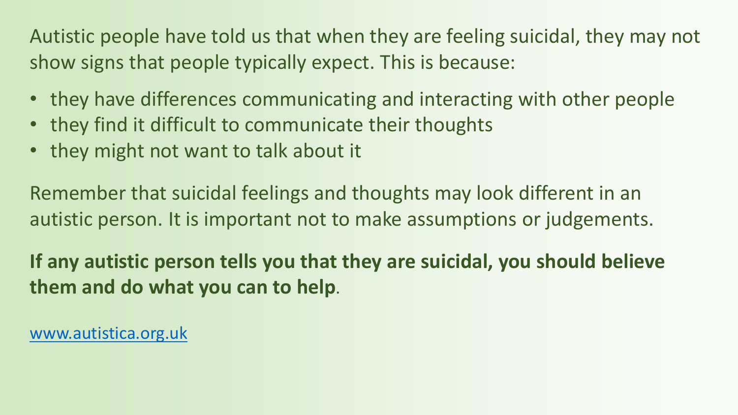Autistic people have told us that when they are feeling suicidal, they may not show signs that people typically expect. This is because:

- they have differences communicating and interacting with other people
- they find it difficult to communicate their thoughts
- they might not want to talk about it

Remember that suicidal feelings and thoughts may look different in an autistic person. It is important not to make assumptions or judgements.

**If any autistic person tells you that they are suicidal, you should believe them and do what you can to help**.

[www.autistica.org.uk](http://www.autistica.org.uk)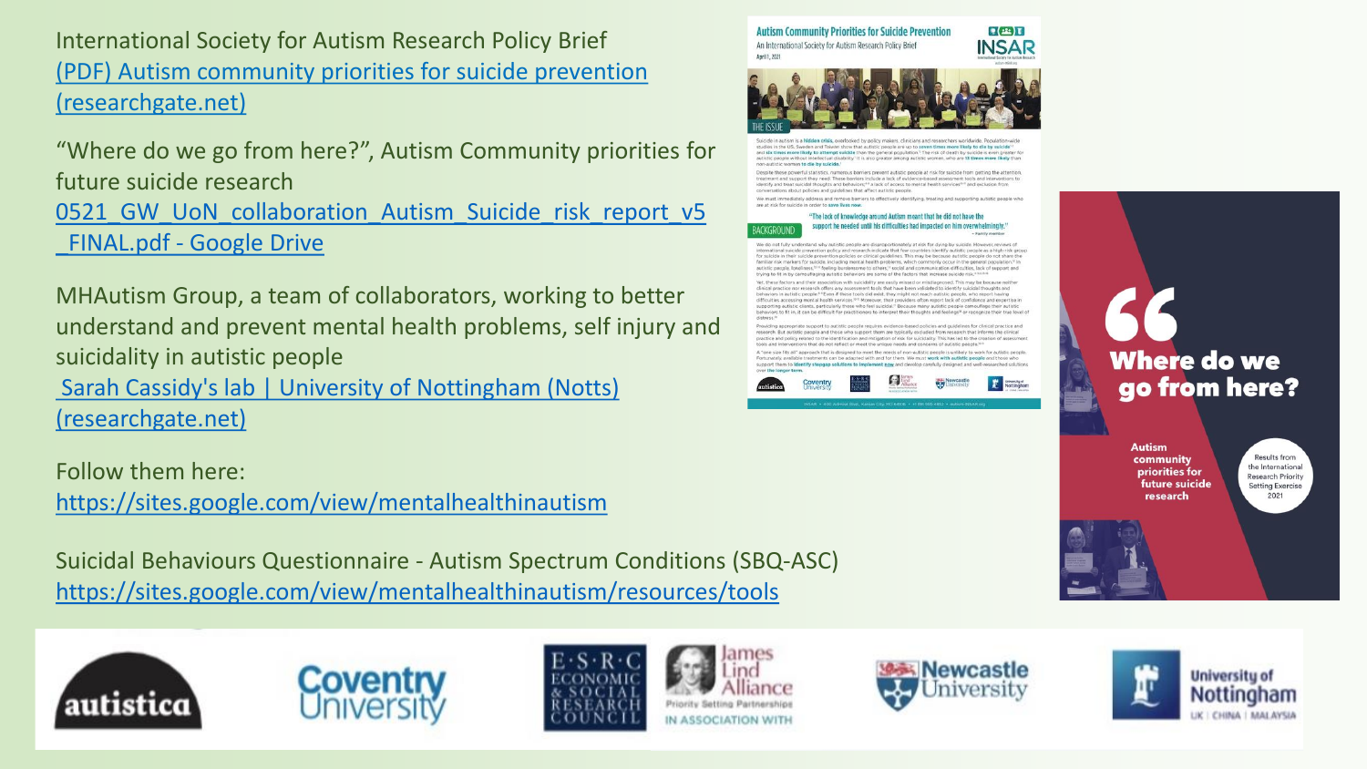International Society for Autism Research Policy Brief
(PDF) Autism community priorities for suicide prevention (researchgate.net)

"Where do we go from here?", Autism Community priorities for future suicide research
0521_GW_UoN_collaboration_Autism_Suicide_risk_report_v5_FINAL.pdf - Google Drive

MHAutism Group, a team of collaborators, working to better understand and prevent mental health problems, self injury and suicidality in autistic people
Sarah Cassidy's lab | University of Nottingham (Notts) (researchgate.net)

Follow them here:
https://sites.google.com/view/mentalhealthinautism

Suicidal Behaviours Questionnaire - Autism Spectrum Conditions (SBQ-ASC)
https://sites.google.com/view/mentalhealthinautism/resources/tools